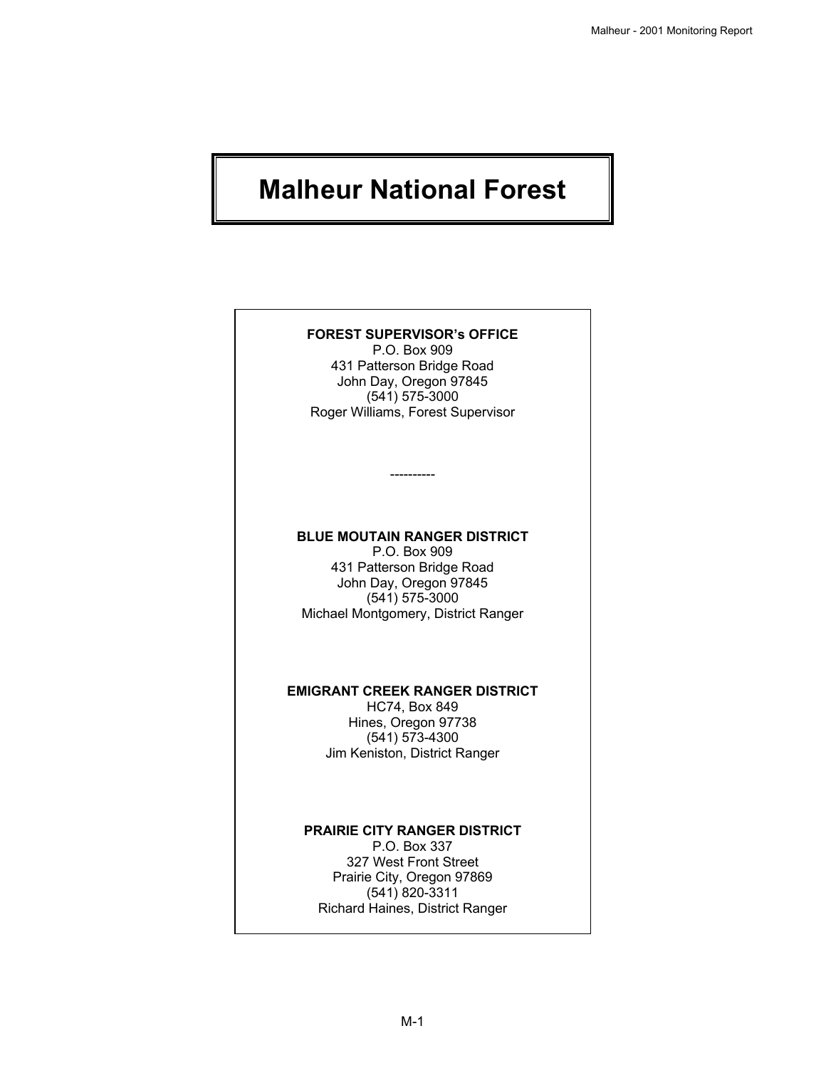# Malheur National Forest

**FOREST SUPERVISOR's OFFICE**
P.O. Box 909
431 Patterson Bridge Road
John Day, Oregon 97845
(541) 575-3000
Roger Williams, Forest Supervisor

----------

**BLUE MOUTAIN RANGER DISTRICT**
P.O. Box 909
431 Patterson Bridge Road
John Day, Oregon 97845
(541) 575-3000
Michael Montgomery, District Ranger

**EMIGRANT CREEK RANGER DISTRICT**
HC74, Box 849
Hines, Oregon 97738
(541) 573-4300
Jim Keniston, District Ranger

**PRAIRIE CITY RANGER DISTRICT**
P.O. Box 337
327 West Front Street
Prairie City, Oregon 97869
(541) 820-3311
Richard Haines, District Ranger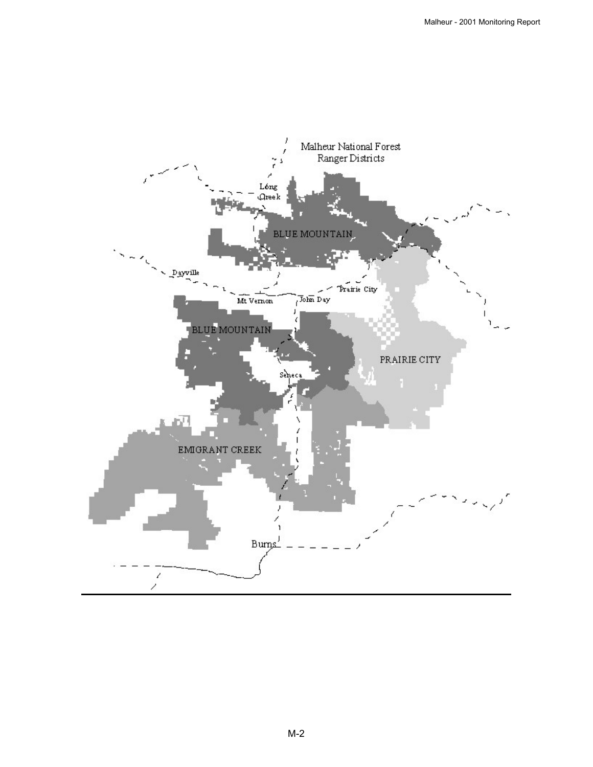Malheur National Forest
Ranger Districts

Long Creek

BLUE MOUNTAIN

Dayville

Mt Vernon

John Day

Prairie City

BLUE MOUNTAIN

PRAIRIE CITY

Seneca

EMIGRANT CREEK

Burns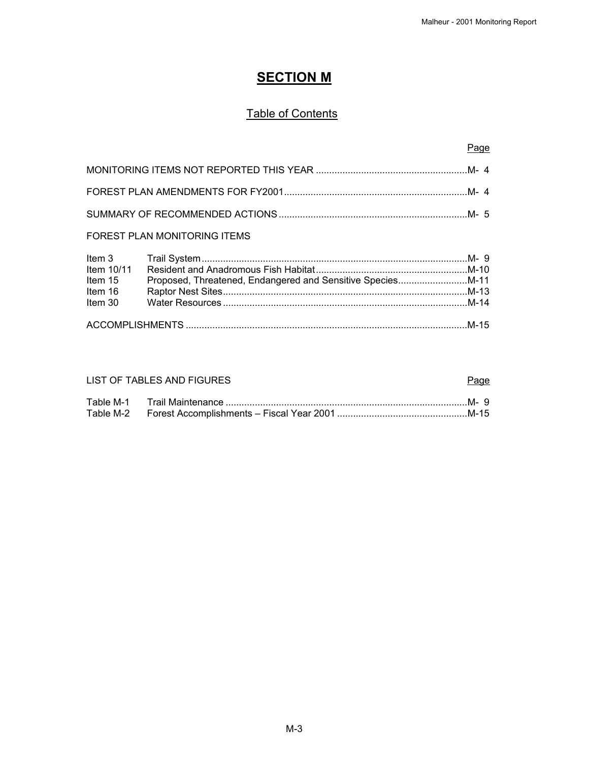# SECTION M

## Table of Contents

| | Page |
|---|---|
| MONITORING ITEMS NOT REPORTED THIS YEAR | M- 4 |
| FOREST PLAN AMENDMENTS FOR FY2001 | M- 4 |
| SUMMARY OF RECOMMENDED ACTIONS | M- 5 |
| FOREST PLAN MONITORING ITEMS | |

| Item | Title | Page |
|---|---|---|
| Item 3 | Trail System | M- 9 |
| Item 10/11 | Resident and Anadromous Fish Habitat | M-10 |
| Item 15 | Proposed, Threatened, Endangered and Sensitive Species | M-11 |
| Item 16 | Raptor Nest Sites | M-13 |
| Item 30 | Water Resources | M-14 |

| | Page |
|---|---|
| ACCOMPLISHMENTS | M-15 |

### LIST OF TABLES AND FIGURES

| Table | Title | Page |
|---|---|---|
| Table M-1 | Trail Maintenance | M- 9 |
| Table M-2 | Forest Accomplishments – Fiscal Year 2001 | M-15 |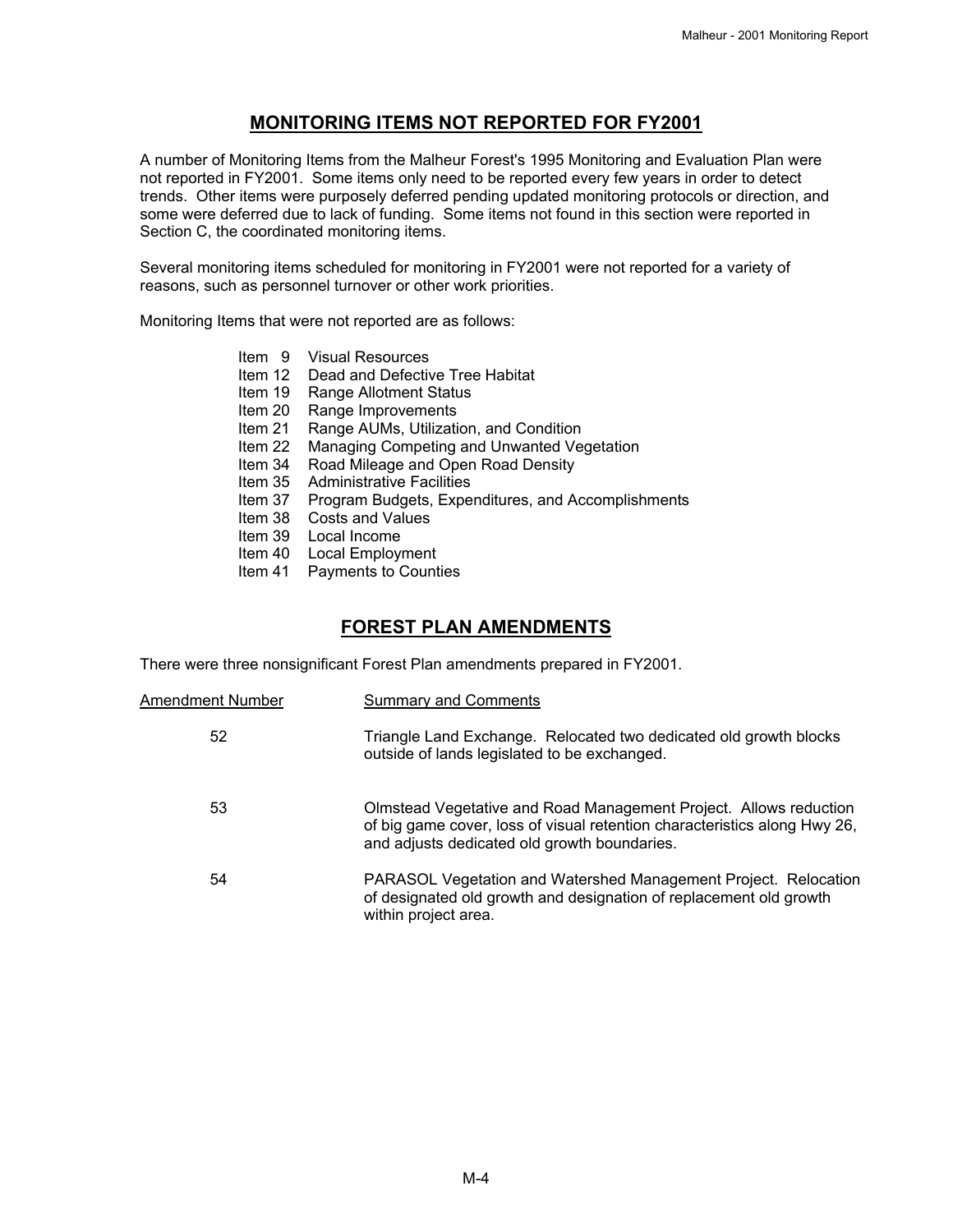## MONITORING ITEMS NOT REPORTED FOR FY2001

A number of Monitoring Items from the Malheur Forest's 1995 Monitoring and Evaluation Plan were not reported in FY2001. Some items only need to be reported every few years in order to detect trends. Other items were purposely deferred pending updated monitoring protocols or direction, and some were deferred due to lack of funding. Some items not found in this section were reported in Section C, the coordinated monitoring items.

Several monitoring items scheduled for monitoring in FY2001 were not reported for a variety of reasons, such as personnel turnover or other work priorities.

Monitoring Items that were not reported are as follows:

- Item 9 Visual Resources
- Item 12 Dead and Defective Tree Habitat
- Item 19 Range Allotment Status
- Item 20 Range Improvements
- Item 21 Range AUMs, Utilization, and Condition
- Item 22 Managing Competing and Unwanted Vegetation
- Item 34 Road Mileage and Open Road Density
- Item 35 Administrative Facilities
- Item 37 Program Budgets, Expenditures, and Accomplishments
- Item 38 Costs and Values
- Item 39 Local Income
- Item 40 Local Employment
- Item 41 Payments to Counties

## FOREST PLAN AMENDMENTS

There were three nonsignificant Forest Plan amendments prepared in FY2001.

| Amendment Number | Summary and Comments |
|---|---|
| 52 | Triangle Land Exchange. Relocated two dedicated old growth blocks outside of lands legislated to be exchanged. |
| 53 | Olmstead Vegetative and Road Management Project. Allows reduction of big game cover, loss of visual retention characteristics along Hwy 26, and adjusts dedicated old growth boundaries. |
| 54 | PARASOL Vegetation and Watershed Management Project. Relocation of designated old growth and designation of replacement old growth within project area. |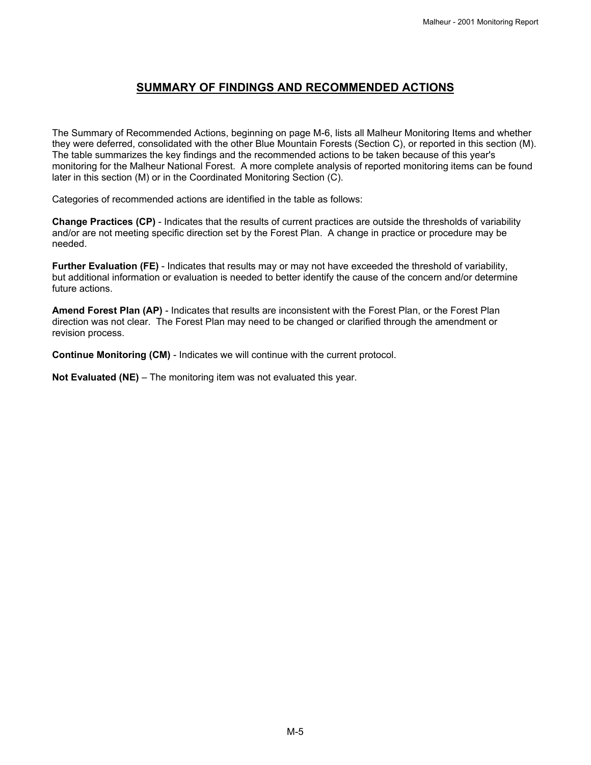## SUMMARY OF FINDINGS AND RECOMMENDED ACTIONS

The Summary of Recommended Actions, beginning on page M-6, lists all Malheur Monitoring Items and whether they were deferred, consolidated with the other Blue Mountain Forests (Section C), or reported in this section (M). The table summarizes the key findings and the recommended actions to be taken because of this year's monitoring for the Malheur National Forest. A more complete analysis of reported monitoring items can be found later in this section (M) or in the Coordinated Monitoring Section (C).

Categories of recommended actions are identified in the table as follows:

**Change Practices (CP)** - Indicates that the results of current practices are outside the thresholds of variability and/or are not meeting specific direction set by the Forest Plan. A change in practice or procedure may be needed.

**Further Evaluation (FE)** - Indicates that results may or may not have exceeded the threshold of variability, but additional information or evaluation is needed to better identify the cause of the concern and/or determine future actions.

**Amend Forest Plan (AP)** - Indicates that results are inconsistent with the Forest Plan, or the Forest Plan direction was not clear. The Forest Plan may need to be changed or clarified through the amendment or revision process.

**Continue Monitoring (CM)** - Indicates we will continue with the current protocol.

**Not Evaluated (NE)** – The monitoring item was not evaluated this year.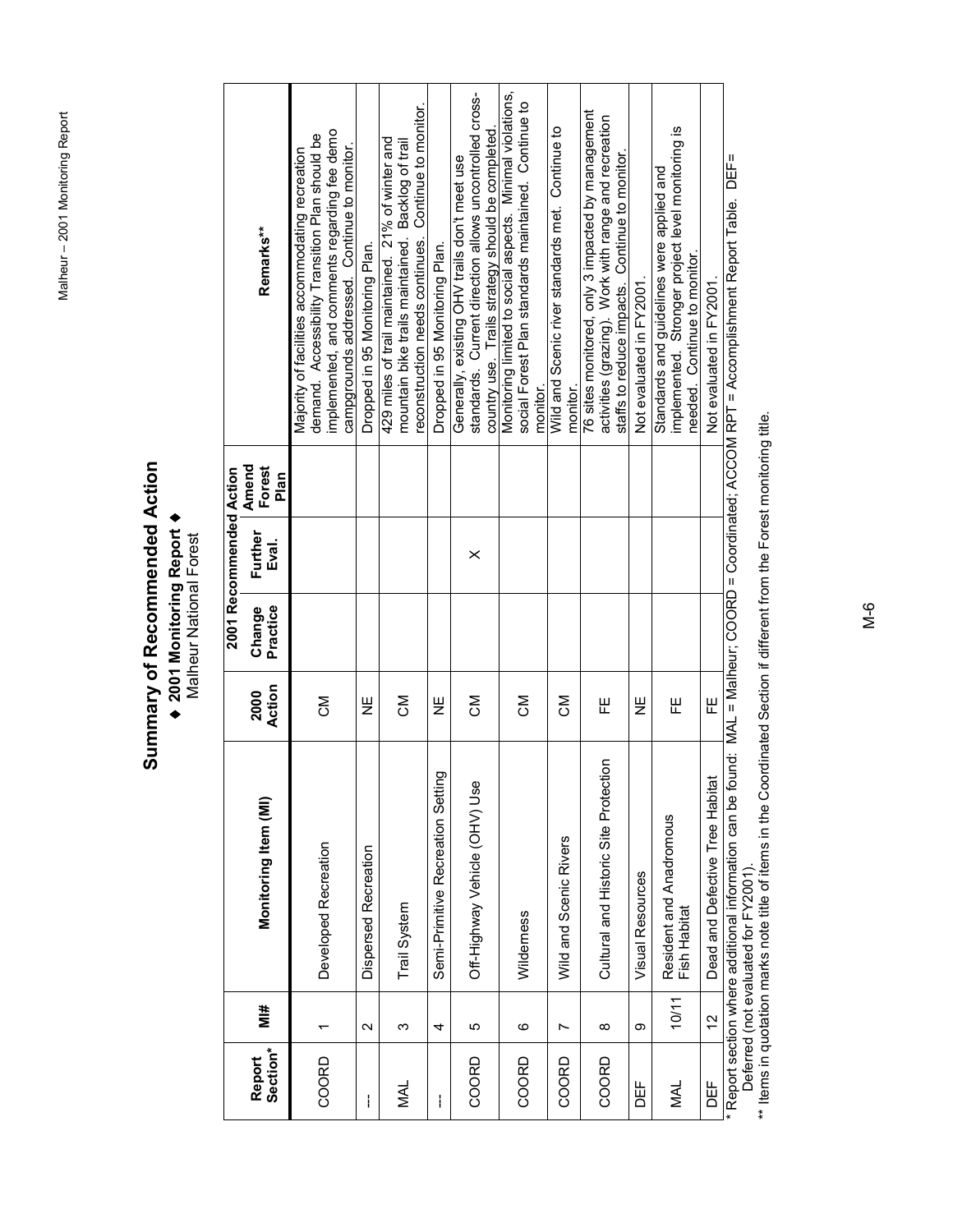# Summary of Recommended Action

**◆ 2001 Monitoring Report ◆**

Malheur National Forest

| Report Section* | MI# | Monitoring Item (MI) | 2000 Action | 2001 Recommended Action | | | Remarks** |
|---|---|---|---|---|---|---|---|
| | | | | Change Practice | Further Eval. | Amend Forest Plan | |
| COORD | 1 | Developed Recreation | CM | | | | Majority of facilities accommodating recreation demand. Accessibility Transition Plan should be implemented, and comments regarding fee demo campgrounds addressed. Continue to monitor. |
| --- | 2 | Dispersed Recreation | NE | | | | Dropped in 95 Monitoring Plan. |
| MAL | 3 | Trail System | CM | | | | 429 miles of trail maintained. 21% of winter and mountain bike trails maintained. Backlog of trail reconstruction needs continues. Continue to monitor. |
| --- | 4 | Semi-Primitive Recreation Setting | NE | | | | Dropped in 95 Monitoring Plan. |
| COORD | 5 | Off-Highway Vehicle (OHV) Use | CM | | X | | Generally, existing OHV trails don't meet use standards. Current direction allows uncontrolled cross-country use. Trails strategy should be completed. |
| COORD | 6 | Wilderness | CM | | | | Monitoring limited to social aspects. Minimal violations, social Forest Plan standards maintained. Continue to monitor. |
| COORD | 7 | Wild and Scenic Rivers | CM | | | | Wild and Scenic river standards met. Continue to monitor. |
| COORD | 8 | Cultural and Historic Site Protection | FE | | | | 76 sites monitored, only 3 impacted by management activities (grazing). Work with range and recreation staffs to reduce impacts. Continue to monitor. |
| DEF | 9 | Visual Resources | NE | | | | Not evaluated in FY2001. |
| MAL | 10/11 | Resident and Anadromous Fish Habitat | FE | | | | Standards and guidelines were applied and implemented. Stronger project level monitoring is needed. Continue to monitor. |
| DEF | 12 | Dead and Defective Tree Habitat | FE | | | | Not evaluated in FY2001. |

\* Report section where additional information can be found: MAL = Malheur; COORD = Coordinated; ACCOM RPT = Accomplishment Report Table. DEF= Deferred (not evaluated for FY2001).

\*\* Items in quotation marks note title of items in the Coordinated Section if different from the Forest monitoring title.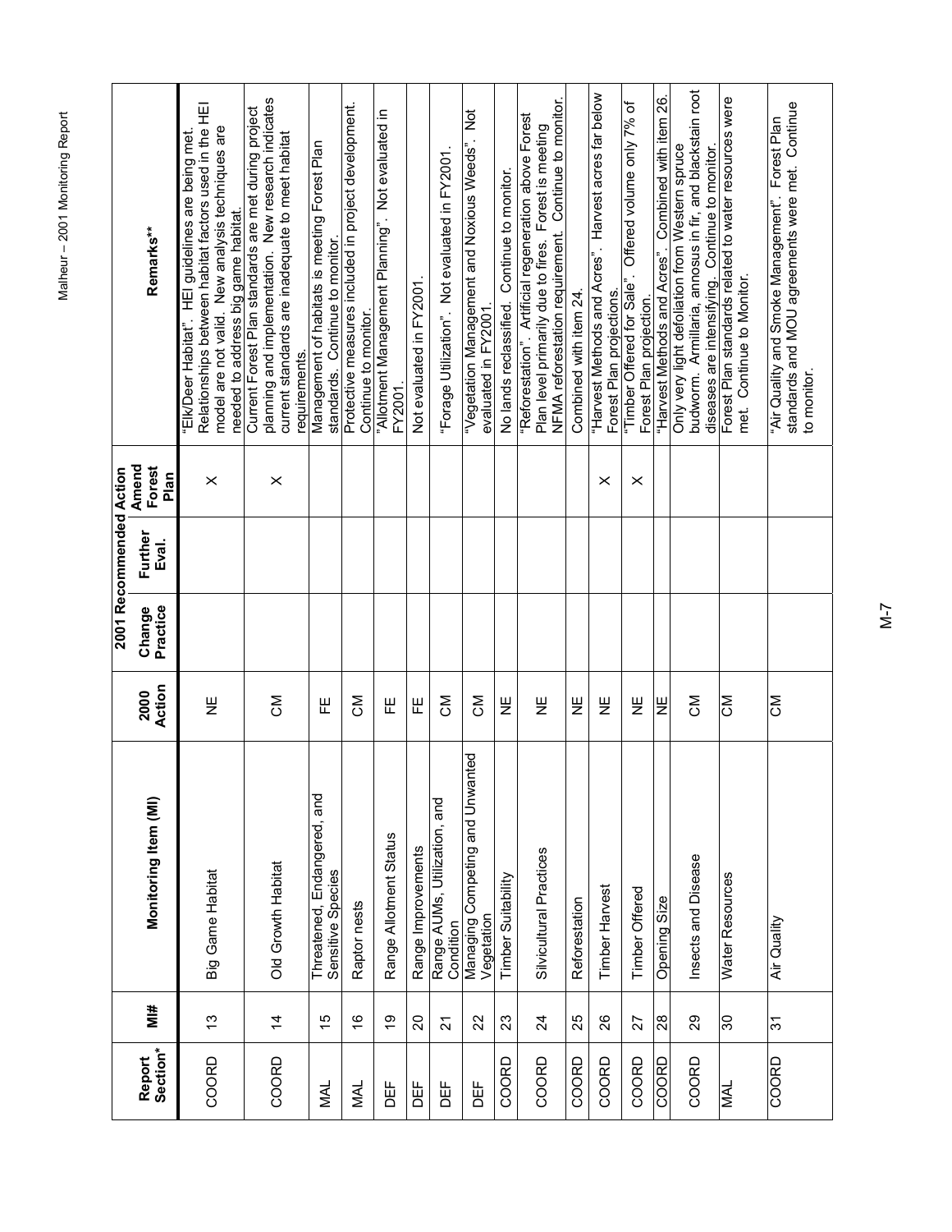| Report Section* | MI# | Monitoring Item (MI) | 2000 Action | 2001 Recommended Action | | | Remarks** |
|---|---|---|---|---|---|---|---|
| | | | | Change Practice | Further Eval. | Amend Forest Plan | |
| COORD | 13 | Big Game Habitat | NE | | | X | "Elk/Deer Habitat". HEI guidelines are being met. Relationships between habitat factors used in the HEI model are not valid. New analysis techniques are needed to address big game habitat. |
| COORD | 14 | Old Growth Habitat | CM | | | X | Current Forest Plan standards are met during project planning and implementation. New research indicates current standards are inadequate to meet habitat requirements. |
| MAL | 15 | Threatened, Endangered, and Sensitive Species | FE | | | | Management of habitats is meeting Forest Plan standards. Continue to monitor. |
| MAL | 16 | Raptor nests | CM | | | | Protective measures included in project development. Continue to monitor. |
| DEF | 19 | Range Allotment Status | FE | | | | "Allotment Management Planning". Not evaluated in FY2001. |
| DEF | 20 | Range Improvements | FE | | | | Not evaluated in FY2001. |
| DEF | 21 | Range AUMs, Utilization, and Condition | CM | | | | "Forage Utilization". Not evaluated in FY2001. |
| DEF | 22 | Managing Competing and Unwanted Vegetation | CM | | | | "Vegetation Management and Noxious Weeds". Not evaluated in FY2001. |
| COORD | 23 | Timber Suitability | NE | | | | No lands reclassified. Continue to monitor. |
| COORD | 24 | Silvicultural Practices | NE | | | | "Reforestation". Artificial regeneration above Forest Plan level primarily due to fires. Forest is meeting NFMA reforestation requirement. Continue to monitor. |
| COORD | 25 | Reforestation | NE | | | | Combined with item 24. |
| COORD | 26 | Timber Harvest | NE | | | X | "Harvest Methods and Acres". Harvest acres far below Forest Plan projections. |
| COORD | 27 | Timber Offered | NE | | | X | "Timber Offered for Sale". Offered volume only 7% of Forest Plan projection. |
| COORD | 28 | Opening Size | NE | | | | "Harvest Methods and Acres". Combined with item 26. |
| COORD | 29 | Insects and Disease | CM | | | | Only very light defoliation from Western spruce budworm. Armillaria, annosus in fir, and blackstain root diseases are intensifying. Continue to monitor. |
| MAL | 30 | Water Resources | CM | | | | Forest Plan standards related to water resources were met. Continue to Monitor. |
| COORD | 31 | Air Quality | CM | | | | "Air Quality and Smoke Management". Forest Plan standards and MOU agreements were met. Continue to monitor. |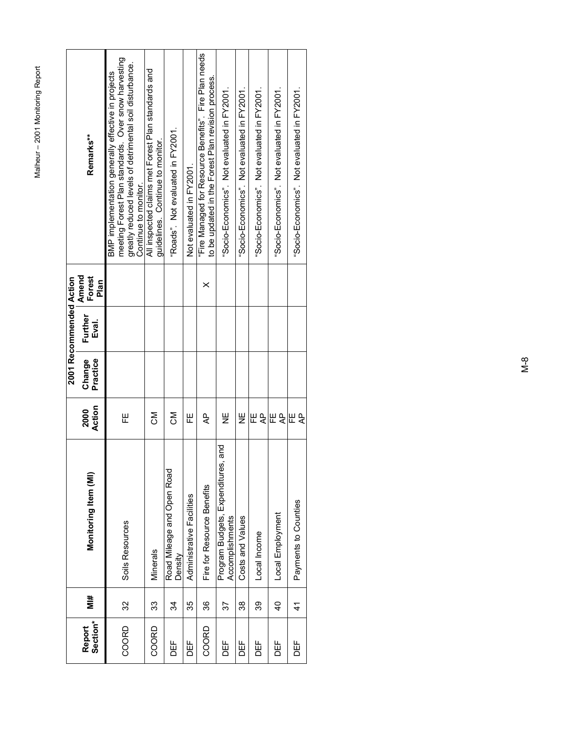| Report Section* | MI# | Monitoring Item (MI) | 2000 Action | 2001 Recommended Action | | | Remarks** |
|---|---|---|---|---|---|---|---|
| | | | | Change Practice | Further Eval. | Amend Forest Plan | |
| COORD | 32 | Soils Resources | FE | | | | BMP implementation generally effective in projects meeting Forest Plan standards. Over snow harvesting greatly reduced levels of detrimental soil disturbance. Continue to monitor. |
| COORD | 33 | Minerals | CM | | | | All inspected claims met Forest Plan standards and guidelines. Continue to monitor. |
| DEF | 34 | Road Mileage and Open Road Density | CM | | | | "Roads". Not evaluated in FY2001. |
| DEF | 35 | Administrative Facilities | FE | | | | Not evaluated in FY2001. |
| COORD | 36 | Fire for Resource Benefits | AP | | | X | "Fire Managed for Resource Benefits". Fire Plan needs to be updated in the Forest Plan revision process. |
| DEF | 37 | Program Budgets, Expenditures, and Accomplishments | NE | | | | "Socio-Economics". Not evaluated in FY2001. |
| DEF | 38 | Costs and Values | NE | | | | "Socio-Economics". Not evaluated in FY2001. |
| DEF | 39 | Local Income | FE AP | | | | "Socio-Economics". Not evaluated in FY2001. |
| DEF | 40 | Local Employment | FE AP | | | | "Socio-Economics". Not evaluated in FY2001. |
| DEF | 41 | Payments to Counties | FE AP | | | | "Socio-Economics". Not evaluated in FY2001. |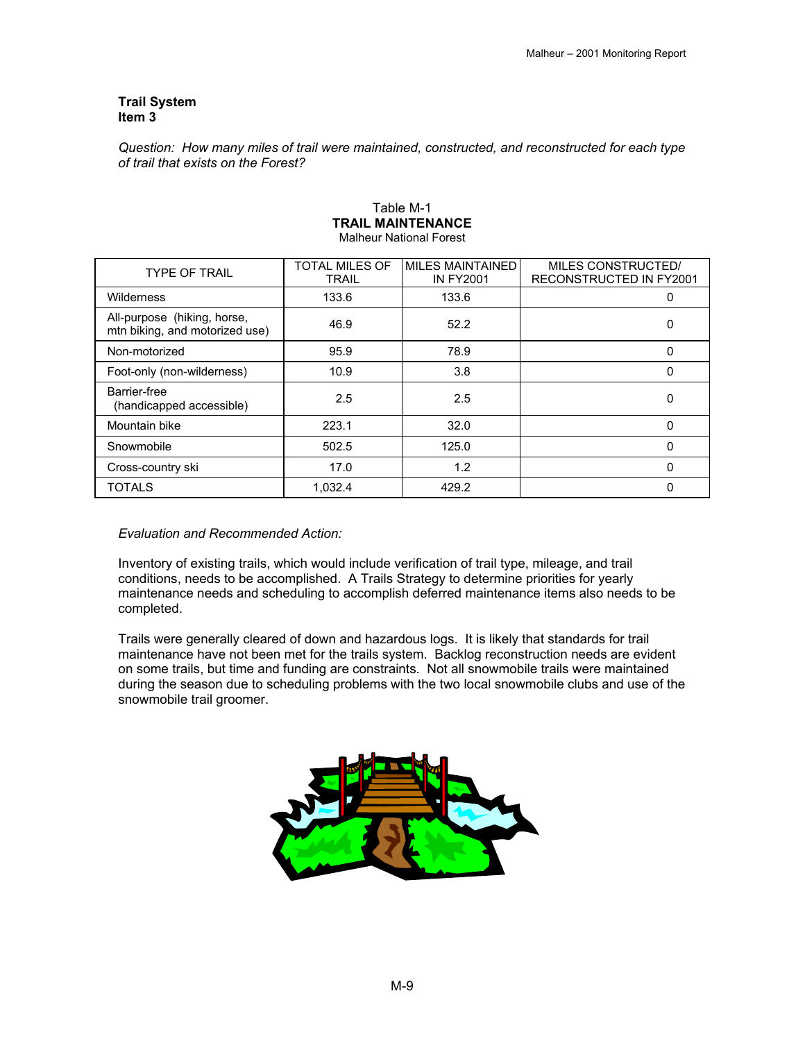**Trail System**
**Item 3**

*Question: How many miles of trail were maintained, constructed, and reconstructed for each type of trail that exists on the Forest?*

Table M-1
**TRAIL MAINTENANCE**
Malheur National Forest

| TYPE OF TRAIL | TOTAL MILES OF TRAIL | MILES MAINTAINED IN FY2001 | MILES CONSTRUCTED/ RECONSTRUCTED IN FY2001 |
|---|---|---|---|
| Wilderness | 133.6 | 133.6 | 0 |
| All-purpose (hiking, horse, mtn biking, and motorized use) | 46.9 | 52.2 | 0 |
| Non-motorized | 95.9 | 78.9 | 0 |
| Foot-only (non-wilderness) | 10.9 | 3.8 | 0 |
| Barrier-free (handicapped accessible) | 2.5 | 2.5 | 0 |
| Mountain bike | 223.1 | 32.0 | 0 |
| Snowmobile | 502.5 | 125.0 | 0 |
| Cross-country ski | 17.0 | 1.2 | 0 |
| TOTALS | 1,032.4 | 429.2 | 0 |

*Evaluation and Recommended Action:*

Inventory of existing trails, which would include verification of trail type, mileage, and trail conditions, needs to be accomplished. A Trails Strategy to determine priorities for yearly maintenance needs and scheduling to accomplish deferred maintenance items also needs to be completed.

Trails were generally cleared of down and hazardous logs. It is likely that standards for trail maintenance have not been met for the trails system. Backlog reconstruction needs are evident on some trails, but time and funding are constraints. Not all snowmobile trails were maintained during the season due to scheduling problems with the two local snowmobile clubs and use of the snowmobile trail groomer.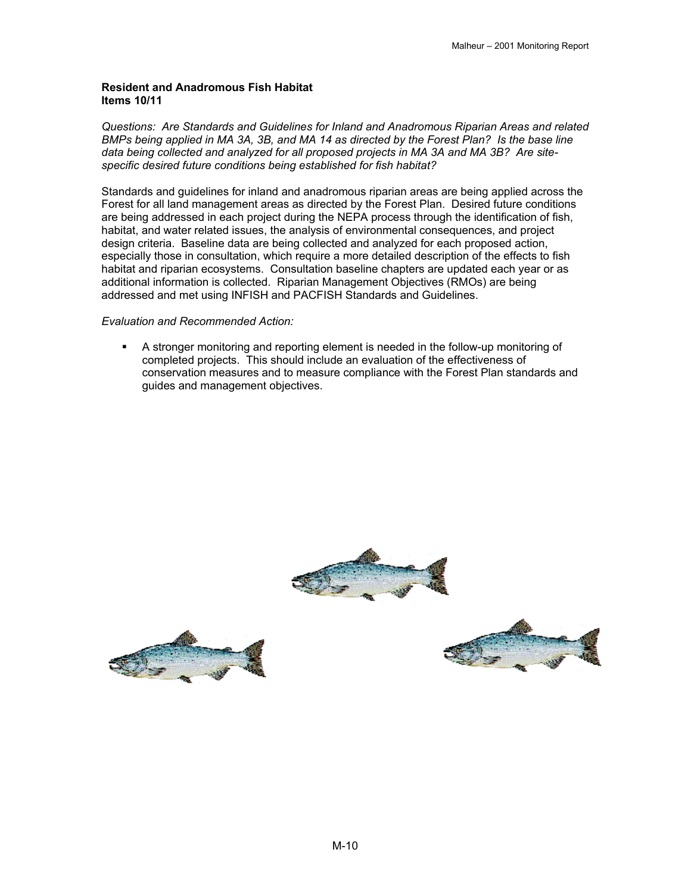**Resident and Anadromous Fish Habitat**
**Items 10/11**

*Questions: Are Standards and Guidelines for Inland and Anadromous Riparian Areas and related BMPs being applied in MA 3A, 3B, and MA 14 as directed by the Forest Plan? Is the base line data being collected and analyzed for all proposed projects in MA 3A and MA 3B? Are site-specific desired future conditions being established for fish habitat?*

Standards and guidelines for inland and anadromous riparian areas are being applied across the Forest for all land management areas as directed by the Forest Plan. Desired future conditions are being addressed in each project during the NEPA process through the identification of fish, habitat, and water related issues, the analysis of environmental consequences, and project design criteria. Baseline data are being collected and analyzed for each proposed action, especially those in consultation, which require a more detailed description of the effects to fish habitat and riparian ecosystems. Consultation baseline chapters are updated each year or as additional information is collected. Riparian Management Objectives (RMOs) are being addressed and met using INFISH and PACFISH Standards and Guidelines.

*Evaluation and Recommended Action:*

- A stronger monitoring and reporting element is needed in the follow-up monitoring of completed projects. This should include an evaluation of the effectiveness of conservation measures and to measure compliance with the Forest Plan standards and guides and management objectives.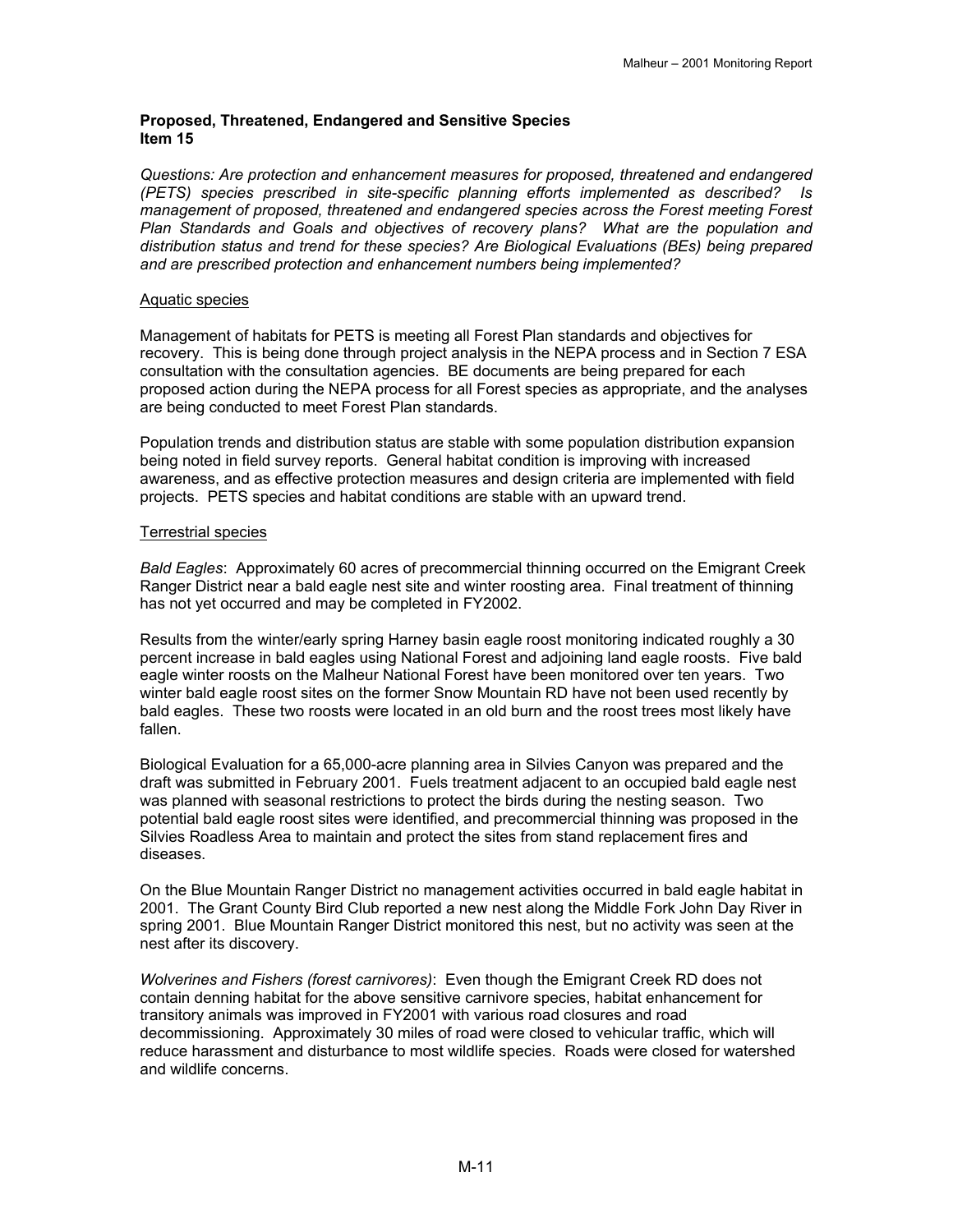**Proposed, Threatened, Endangered and Sensitive Species**
**Item 15**

*Questions: Are protection and enhancement measures for proposed, threatened and endangered (PETS) species prescribed in site-specific planning efforts implemented as described? Is management of proposed, threatened and endangered species across the Forest meeting Forest Plan Standards and Goals and objectives of recovery plans? What are the population and distribution status and trend for these species? Are Biological Evaluations (BEs) being prepared and are prescribed protection and enhancement numbers being implemented?*

<u>Aquatic species</u>

Management of habitats for PETS is meeting all Forest Plan standards and objectives for recovery. This is being done through project analysis in the NEPA process and in Section 7 ESA consultation with the consultation agencies. BE documents are being prepared for each proposed action during the NEPA process for all Forest species as appropriate, and the analyses are being conducted to meet Forest Plan standards.

Population trends and distribution status are stable with some population distribution expansion being noted in field survey reports. General habitat condition is improving with increased awareness, and as effective protection measures and design criteria are implemented with field projects. PETS species and habitat conditions are stable with an upward trend.

<u>Terrestrial species</u>

*Bald Eagles*: Approximately 60 acres of precommercial thinning occurred on the Emigrant Creek Ranger District near a bald eagle nest site and winter roosting area. Final treatment of thinning has not yet occurred and may be completed in FY2002.

Results from the winter/early spring Harney basin eagle roost monitoring indicated roughly a 30 percent increase in bald eagles using National Forest and adjoining land eagle roosts. Five bald eagle winter roosts on the Malheur National Forest have been monitored over ten years. Two winter bald eagle roost sites on the former Snow Mountain RD have not been used recently by bald eagles. These two roosts were located in an old burn and the roost trees most likely have fallen.

Biological Evaluation for a 65,000-acre planning area in Silvies Canyon was prepared and the draft was submitted in February 2001. Fuels treatment adjacent to an occupied bald eagle nest was planned with seasonal restrictions to protect the birds during the nesting season. Two potential bald eagle roost sites were identified, and precommercial thinning was proposed in the Silvies Roadless Area to maintain and protect the sites from stand replacement fires and diseases.

On the Blue Mountain Ranger District no management activities occurred in bald eagle habitat in 2001. The Grant County Bird Club reported a new nest along the Middle Fork John Day River in spring 2001. Blue Mountain Ranger District monitored this nest, but no activity was seen at the nest after its discovery.

*Wolverines and Fishers (forest carnivores)*: Even though the Emigrant Creek RD does not contain denning habitat for the above sensitive carnivore species, habitat enhancement for transitory animals was improved in FY2001 with various road closures and road decommissioning. Approximately 30 miles of road were closed to vehicular traffic, which will reduce harassment and disturbance to most wildlife species. Roads were closed for watershed and wildlife concerns.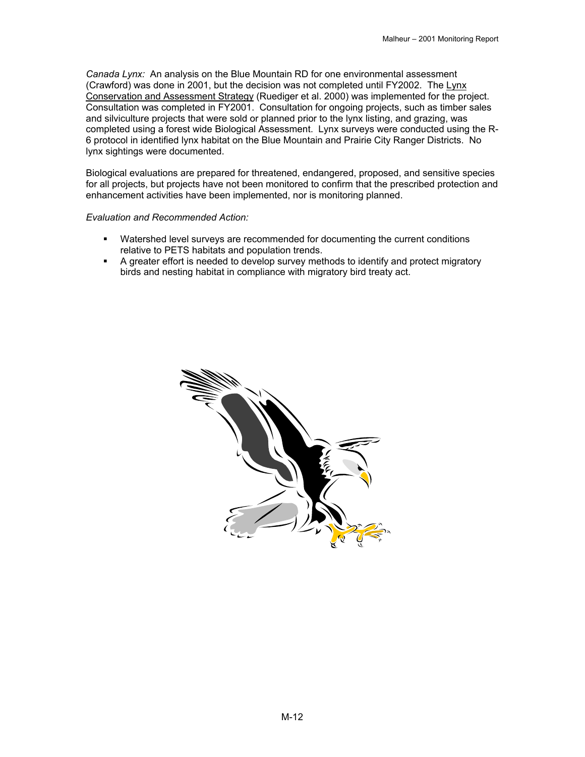*Canada Lynx:* An analysis on the Blue Mountain RD for one environmental assessment (Crawford) was done in 2001, but the decision was not completed until FY2002. The Lynx Conservation and Assessment Strategy (Ruediger et al. 2000) was implemented for the project. Consultation was completed in FY2001. Consultation for ongoing projects, such as timber sales and silviculture projects that were sold or planned prior to the lynx listing, and grazing, was completed using a forest wide Biological Assessment. Lynx surveys were conducted using the R-6 protocol in identified lynx habitat on the Blue Mountain and Prairie City Ranger Districts. No lynx sightings were documented.

Biological evaluations are prepared for threatened, endangered, proposed, and sensitive species for all projects, but projects have not been monitored to confirm that the prescribed protection and enhancement activities have been implemented, nor is monitoring planned.

*Evaluation and Recommended Action:*

- Watershed level surveys are recommended for documenting the current conditions relative to PETS habitats and population trends.
- A greater effort is needed to develop survey methods to identify and protect migratory birds and nesting habitat in compliance with migratory bird treaty act.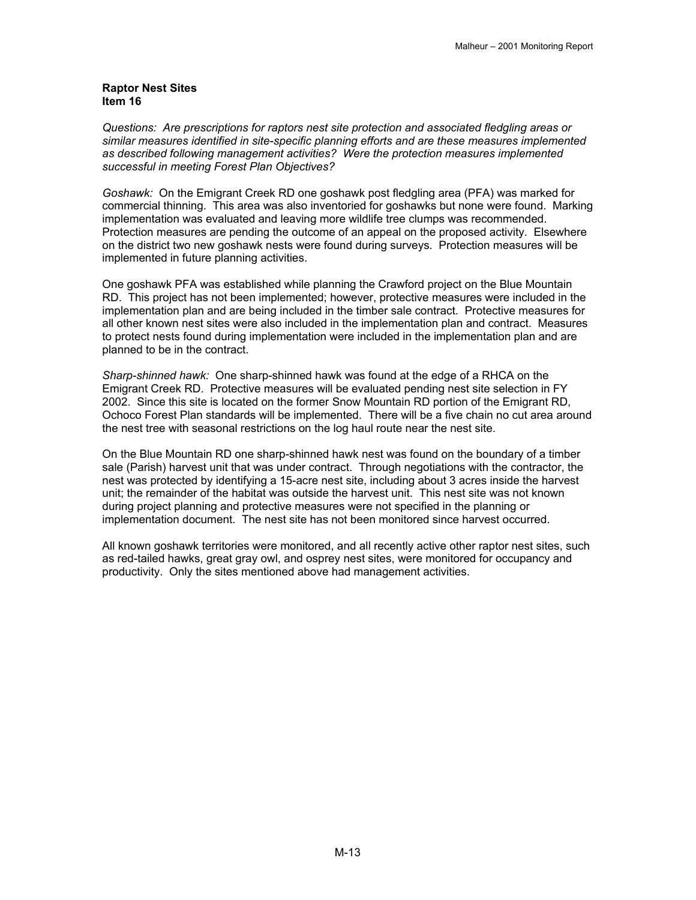**Raptor Nest Sites**
**Item 16**

*Questions: Are prescriptions for raptors nest site protection and associated fledgling areas or similar measures identified in site-specific planning efforts and are these measures implemented as described following management activities? Were the protection measures implemented successful in meeting Forest Plan Objectives?*

*Goshawk:* On the Emigrant Creek RD one goshawk post fledgling area (PFA) was marked for commercial thinning. This area was also inventoried for goshawks but none were found. Marking implementation was evaluated and leaving more wildlife tree clumps was recommended. Protection measures are pending the outcome of an appeal on the proposed activity. Elsewhere on the district two new goshawk nests were found during surveys. Protection measures will be implemented in future planning activities.

One goshawk PFA was established while planning the Crawford project on the Blue Mountain RD. This project has not been implemented; however, protective measures were included in the implementation plan and are being included in the timber sale contract. Protective measures for all other known nest sites were also included in the implementation plan and contract. Measures to protect nests found during implementation were included in the implementation plan and are planned to be in the contract.

*Sharp-shinned hawk:* One sharp-shinned hawk was found at the edge of a RHCA on the Emigrant Creek RD. Protective measures will be evaluated pending nest site selection in FY 2002. Since this site is located on the former Snow Mountain RD portion of the Emigrant RD, Ochoco Forest Plan standards will be implemented. There will be a five chain no cut area around the nest tree with seasonal restrictions on the log haul route near the nest site.

On the Blue Mountain RD one sharp-shinned hawk nest was found on the boundary of a timber sale (Parish) harvest unit that was under contract. Through negotiations with the contractor, the nest was protected by identifying a 15-acre nest site, including about 3 acres inside the harvest unit; the remainder of the habitat was outside the harvest unit. This nest site was not known during project planning and protective measures were not specified in the planning or implementation document. The nest site has not been monitored since harvest occurred.

All known goshawk territories were monitored, and all recently active other raptor nest sites, such as red-tailed hawks, great gray owl, and osprey nest sites, were monitored for occupancy and productivity. Only the sites mentioned above had management activities.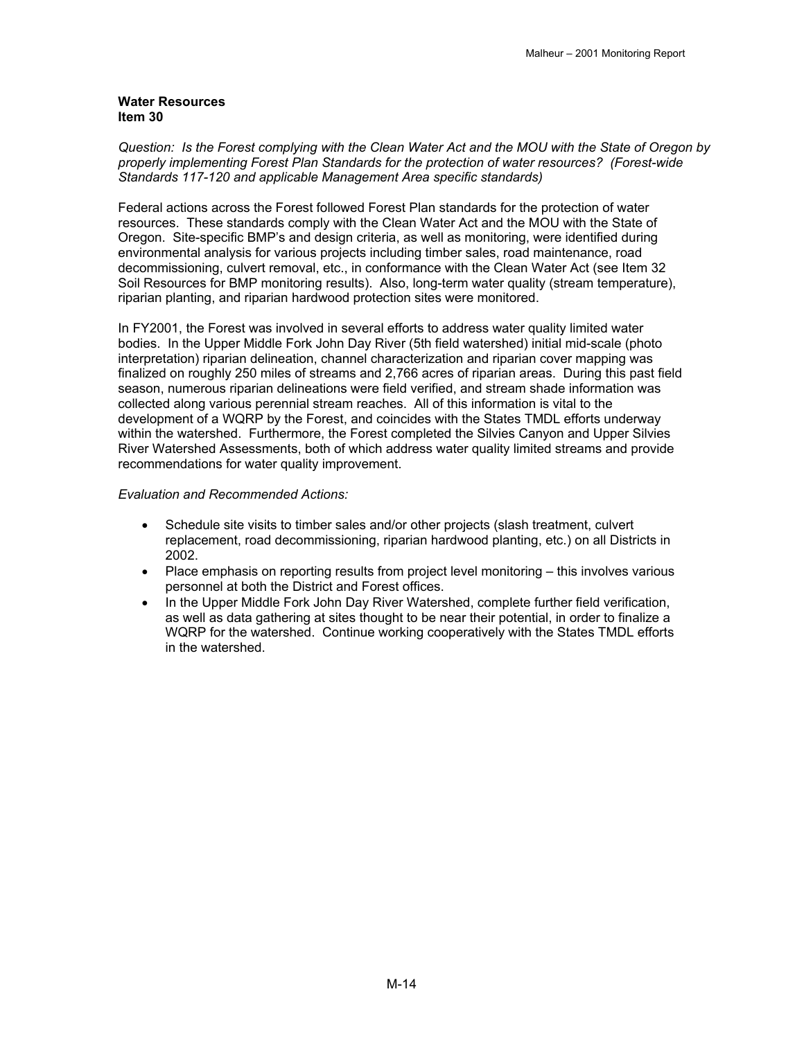**Water Resources**
**Item 30**

*Question: Is the Forest complying with the Clean Water Act and the MOU with the State of Oregon by properly implementing Forest Plan Standards for the protection of water resources? (Forest-wide Standards 117-120 and applicable Management Area specific standards)*

Federal actions across the Forest followed Forest Plan standards for the protection of water resources. These standards comply with the Clean Water Act and the MOU with the State of Oregon. Site-specific BMP's and design criteria, as well as monitoring, were identified during environmental analysis for various projects including timber sales, road maintenance, road decommissioning, culvert removal, etc., in conformance with the Clean Water Act (see Item 32 Soil Resources for BMP monitoring results). Also, long-term water quality (stream temperature), riparian planting, and riparian hardwood protection sites were monitored.

In FY2001, the Forest was involved in several efforts to address water quality limited water bodies. In the Upper Middle Fork John Day River (5th field watershed) initial mid-scale (photo interpretation) riparian delineation, channel characterization and riparian cover mapping was finalized on roughly 250 miles of streams and 2,766 acres of riparian areas. During this past field season, numerous riparian delineations were field verified, and stream shade information was collected along various perennial stream reaches. All of this information is vital to the development of a WQRP by the Forest, and coincides with the States TMDL efforts underway within the watershed. Furthermore, the Forest completed the Silvies Canyon and Upper Silvies River Watershed Assessments, both of which address water quality limited streams and provide recommendations for water quality improvement.

*Evaluation and Recommended Actions:*

- Schedule site visits to timber sales and/or other projects (slash treatment, culvert replacement, road decommissioning, riparian hardwood planting, etc.) on all Districts in 2002.
- Place emphasis on reporting results from project level monitoring – this involves various personnel at both the District and Forest offices.
- In the Upper Middle Fork John Day River Watershed, complete further field verification, as well as data gathering at sites thought to be near their potential, in order to finalize a WQRP for the watershed. Continue working cooperatively with the States TMDL efforts in the watershed.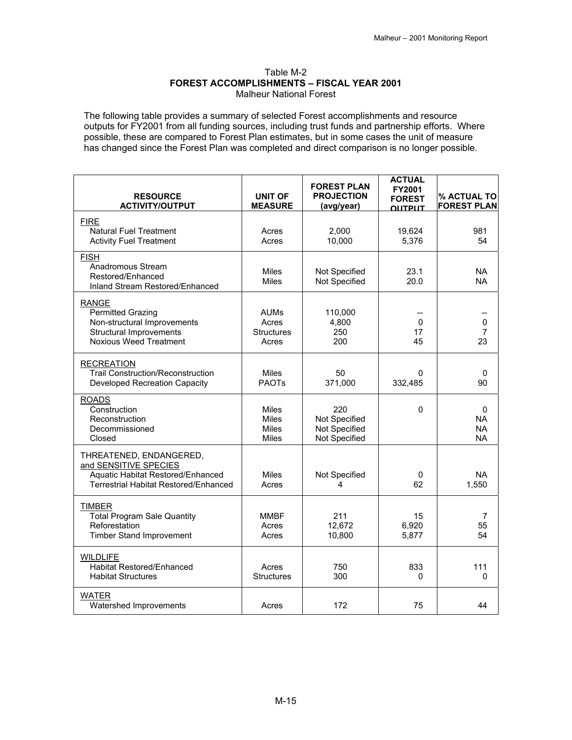Table M-2

**FOREST ACCOMPLISHMENTS – FISCAL YEAR 2001**

Malheur National Forest

The following table provides a summary of selected Forest accomplishments and resource outputs for FY2001 from all funding sources, including trust funds and partnership efforts. Where possible, these are compared to Forest Plan estimates, but in some cases the unit of measure has changed since the Forest Plan was completed and direct comparison is no longer possible.

| RESOURCE ACTIVITY/OUTPUT | UNIT OF MEASURE | FOREST PLAN PROJECTION (avg/year) | ACTUAL FY2001 FOREST OUTPUT | % ACTUAL TO FOREST PLAN |
|---|---|---|---|---|
| FIRE | | | | |
| Natural Fuel Treatment | Acres | 2,000 | 19,624 | 981 |
| Activity Fuel Treatment | Acres | 10,000 | 5,376 | 54 |
| FISH | | | | |
| Anadromous Stream Restored/Enhanced | Miles | Not Specified | 23.1 | NA |
| Inland Stream Restored/Enhanced | Miles | Not Specified | 20.0 | NA |
| RANGE | | | | |
| Permitted Grazing | AUMs | 110,000 | -- | -- |
| Non-structural Improvements | Acres | 4,800 | 0 | 0 |
| Structural Improvements | Structures | 250 | 17 | 7 |
| Noxious Weed Treatment | Acres | 200 | 45 | 23 |
| RECREATION | | | | |
| Trail Construction/Reconstruction | Miles | 50 | 0 | 0 |
| Developed Recreation Capacity | PAOTs | 371,000 | 332,485 | 90 |
| ROADS | | | | |
| Construction | Miles | 220 | 0 | 0 |
| Reconstruction | Miles | Not Specified | | NA |
| Decommissioned | Miles | Not Specified | | NA |
| Closed | Miles | Not Specified | | NA |
| THREATENED, ENDANGERED, and SENSITIVE SPECIES | | | | |
| Aquatic Habitat Restored/Enhanced | Miles | Not Specified | 0 | NA |
| Terrestrial Habitat Restored/Enhanced | Acres | 4 | 62 | 1,550 |
| TIMBER | | | | |
| Total Program Sale Quantity | MMBF | 211 | 15 | 7 |
| Reforestation | Acres | 12,672 | 6,920 | 55 |
| Timber Stand Improvement | Acres | 10,800 | 5,877 | 54 |
| WILDLIFE | | | | |
| Habitat Restored/Enhanced | Acres | 750 | 833 | 111 |
| Habitat Structures | Structures | 300 | 0 | 0 |
| WATER | | | | |
| Watershed Improvements | Acres | 172 | 75 | 44 |